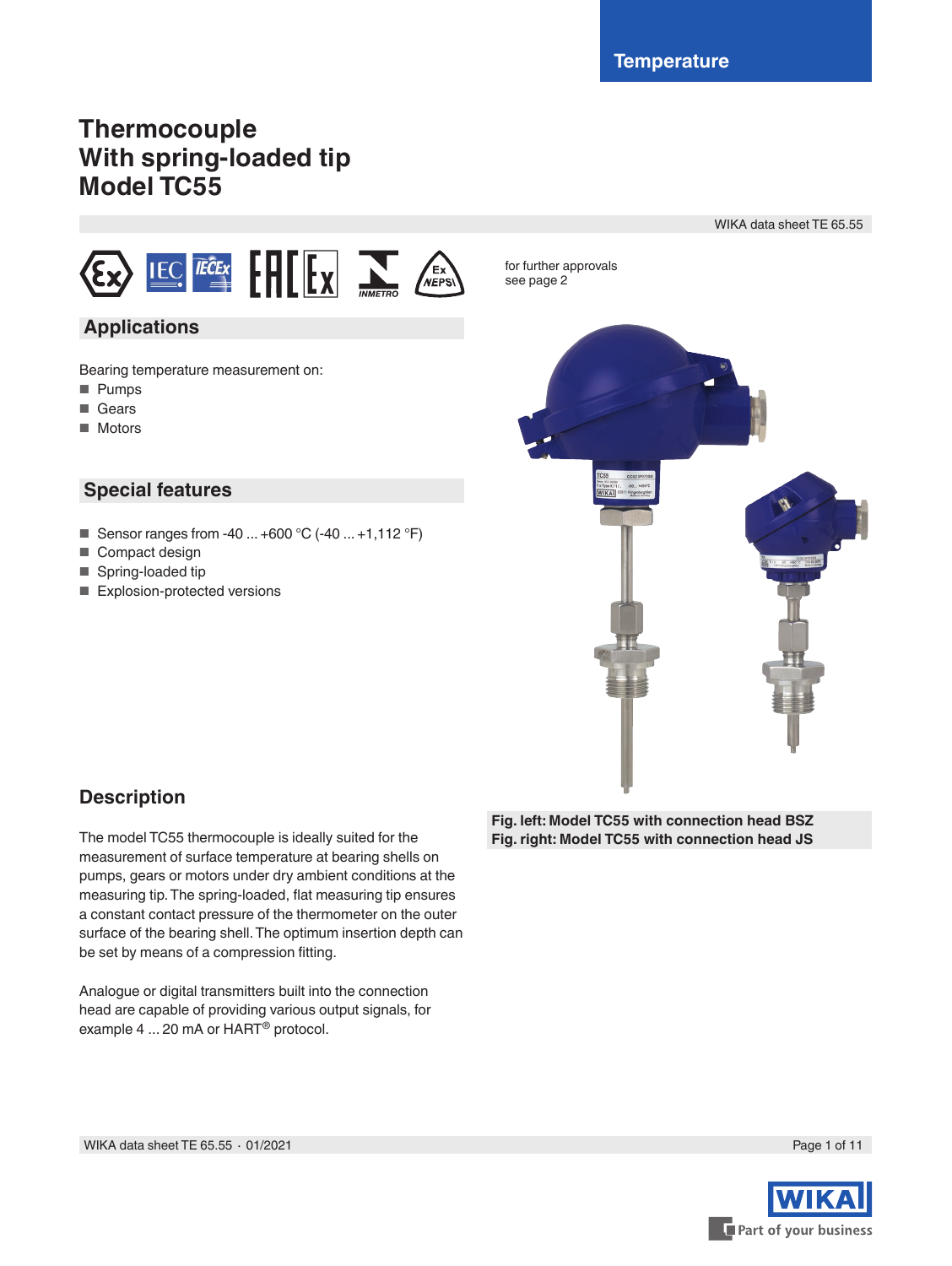Temperature

# Thermocouple
# With spring-loaded tip
# Model TC55

WIKA data sheet TE 65.55

for further approvals see page 2

## Applications

Bearing temperature measurement on:

- Pumps
- Gears
- Motors

## Special features

- Sensor ranges from -40 ... +600 °C (-40 ... +1,112 °F)
- Compact design
- Spring-loaded tip
- Explosion-protected versions

**Fig. left: Model TC55 with connection head BSZ**
**Fig. right: Model TC55 with connection head JS**

## Description

The model TC55 thermocouple is ideally suited for the measurement of surface temperature at bearing shells on pumps, gears or motors under dry ambient conditions at the measuring tip. The spring-loaded, flat measuring tip ensures a constant contact pressure of the thermometer on the outer surface of the bearing shell. The optimum insertion depth can be set by means of a compression fitting.

Analogue or digital transmitters built into the connection head are capable of providing various output signals, for example 4 ... 20 mA or HART® protocol.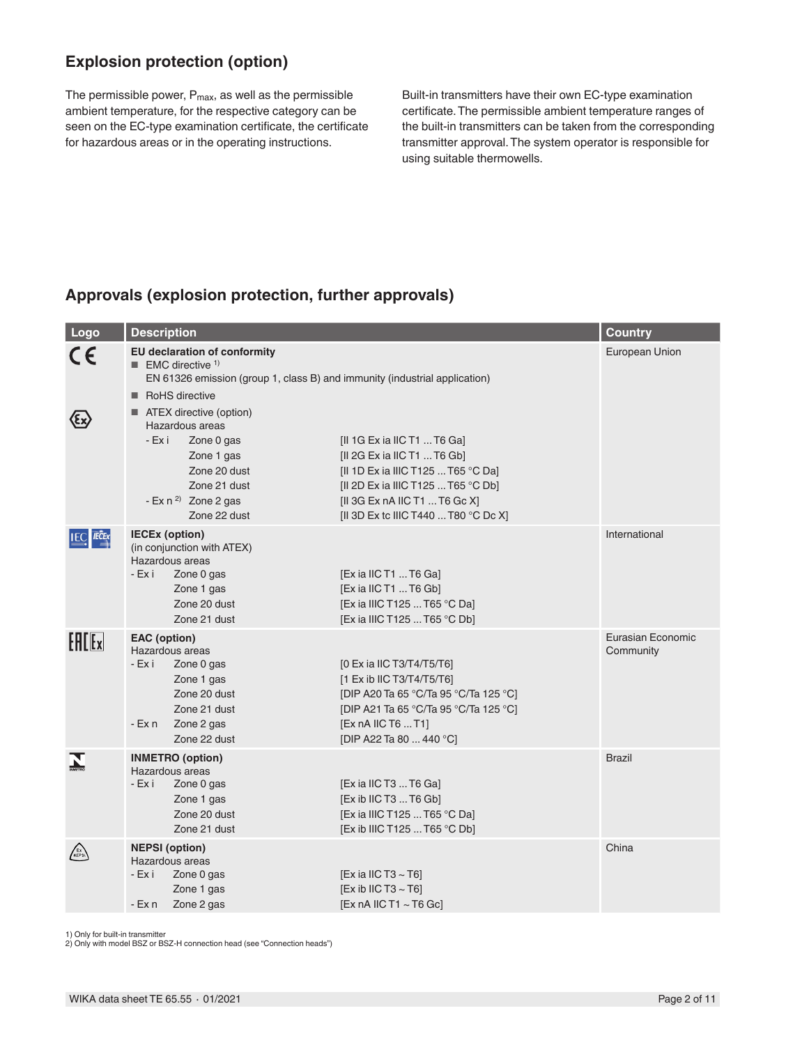## Explosion protection (option)

The permissible power, $P_{max}$, as well as the permissible ambient temperature, for the respective category can be seen on the EC-type examination certificate, the certificate for hazardous areas or in the operating instructions.

Built-in transmitters have their own EC-type examination certificate. The permissible ambient temperature ranges of the built-in transmitters can be taken from the corresponding transmitter approval. The system operator is responsible for using suitable thermowells.

## Approvals (explosion protection, further approvals)

| Logo | Description | | | Country |
|---|---|---|---|---|
| CE | **EU declaration of conformity** | | | European Union |
| | ■ EMC directive [1] | | | |
| | EN 61326 emission (group 1, class B) and immunity (industrial application) | | | |
| | ■ RoHS directive | | | |
| Ex | ■ ATEX directive (option) | | | |
| | Hazardous areas | | | |
| | - Ex i | Zone 0 gas | [II 1G Ex ia IIC T1 ... T6 Ga] | |
| | | Zone 1 gas | [II 2G Ex ia IIC T1 ... T6 Gb] | |
| | | Zone 20 dust | [II 1D Ex ia IIIC T125 ... T65 °C Da] | |
| | | Zone 21 dust | [II 2D Ex ia IIIC T125 ... T65 °C Db] | |
| | - Ex n [2] | Zone 2 gas | [II 3G Ex nA IIC T1 ... T6 Gc X] | |
| | | Zone 22 dust | [II 3D Ex tc IIIC T440 ... T80 °C Dc X] | |
| IEC IECEx | **IECEx (option)** | | | International |
| | (in conjunction with ATEX) | | | |
| | Hazardous areas | | | |
| | - Ex i | Zone 0 gas | [Ex ia IIC T1 ... T6 Ga] | |
| | | Zone 1 gas | [Ex ia IIC T1 ... T6 Gb] | |
| | | Zone 20 dust | [Ex ia IIIC T125 ... T65 °C Da] | |
| | | Zone 21 dust | [Ex ia IIIC T125 ... T65 °C Db] | |
| EAC Ex | **EAC (option)** | | | Eurasian Economic Community |
| | Hazardous areas | | | |
| | - Ex i | Zone 0 gas | [0 Ex ia IIC T3/T4/T5/T6] | |
| | | Zone 1 gas | [1 Ex ib IIC T3/T4/T5/T6] | |
| | | Zone 20 dust | [DIP A20 Ta 65 °C/Ta 95 °C/Ta 125 °C] | |
| | | Zone 21 dust | [DIP A21 Ta 65 °C/Ta 95 °C/Ta 125 °C] | |
| | - Ex n | Zone 2 gas | [Ex nA IIC T6 ... T1] | |
| | | Zone 22 dust | [DIP A22 Ta 80 ... 440 °C] | |
| INMETRO | **INMETRO (option)** | | | Brazil |
| | Hazardous areas | | | |
| | - Ex i | Zone 0 gas | [Ex ia IIC T3 ... T6 Ga] | |
| | | Zone 1 gas | [Ex ib IIC T3 ... T6 Gb] | |
| | | Zone 20 dust | [Ex ia IIIC T125 ... T65 °C Da] | |
| | | Zone 21 dust | [Ex ib IIIC T125 ... T65 °C Db] | |
| NEPSI | **NEPSI (option)** | | | China |
| | Hazardous areas | | | |
| | - Ex i | Zone 0 gas | [Ex ia IIC T3 ~ T6] | |
| | | Zone 1 gas | [Ex ib IIC T3 ~ T6] | |
| | - Ex n | Zone 2 gas | [Ex nA IIC T1 ~ T6 Gc] | |

1) Only for built-in transmitter
2) Only with model BSZ or BSZ-H connection head (see "Connection heads")

WIKA data sheet TE 65.55 · 01/2021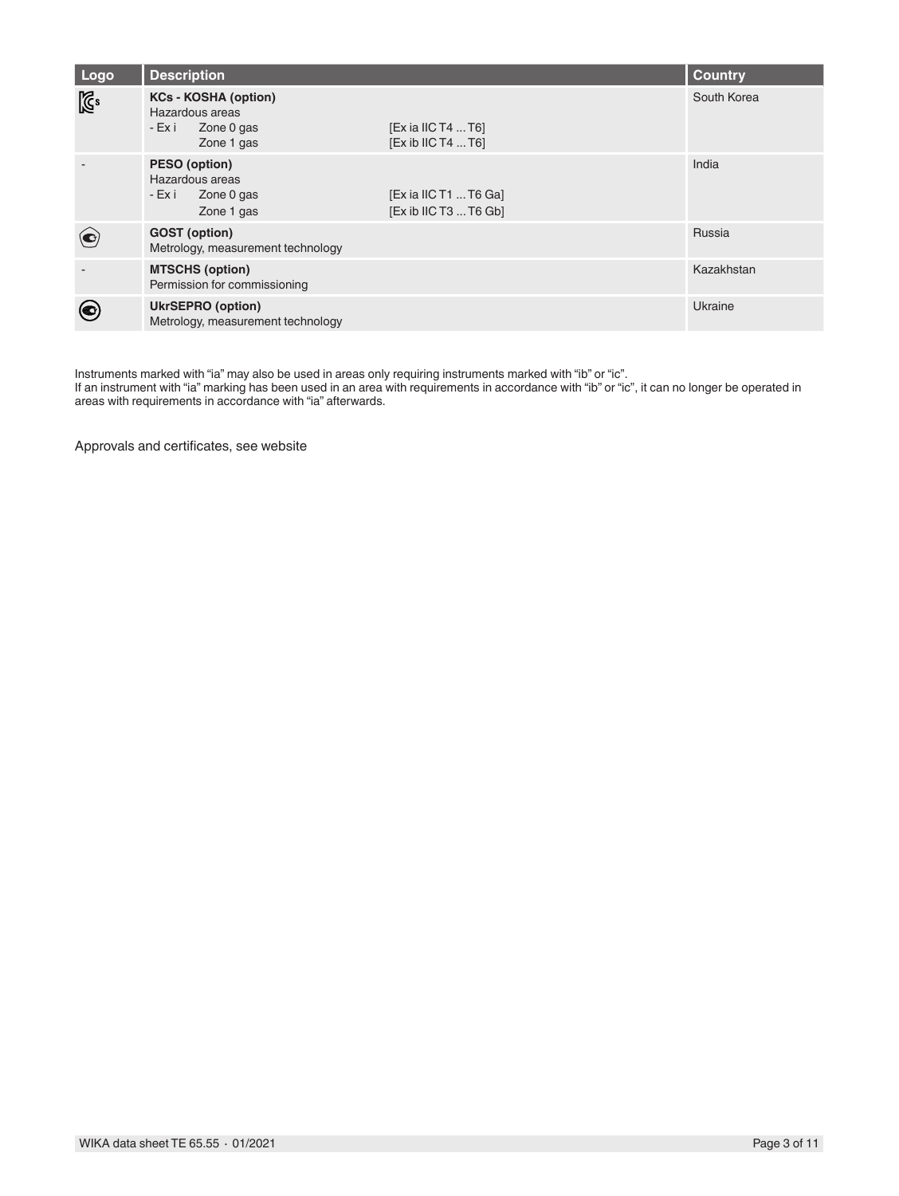| Logo | Description | Country |
|---|---|---|
| | **KCs - KOSHA (option)**<br>Hazardous areas<br>- Ex i Zone 0 gas [Ex ia IIC T4 ... T6]<br>Zone 1 gas [Ex ib IIC T4 ... T6] | South Korea |
| - | **PESO (option)**<br>Hazardous areas<br>- Ex i Zone 0 gas [Ex ia IIC T1 ... T6 Ga]<br>Zone 1 gas [Ex ib IIC T3 ... T6 Gb] | India |
| | **GOST (option)**<br>Metrology, measurement technology | Russia |
| - | **MTSCHS (option)**<br>Permission for commissioning | Kazakhstan |
| | **UkrSEPRO (option)**<br>Metrology, measurement technology | Ukraine |

Instruments marked with "ia" may also be used in areas only requiring instruments marked with "ib" or "ic".
If an instrument with "ia" marking has been used in an area with requirements in accordance with "ib" or "ic", it can no longer be operated in areas with requirements in accordance with "ia" afterwards.

Approvals and certificates, see website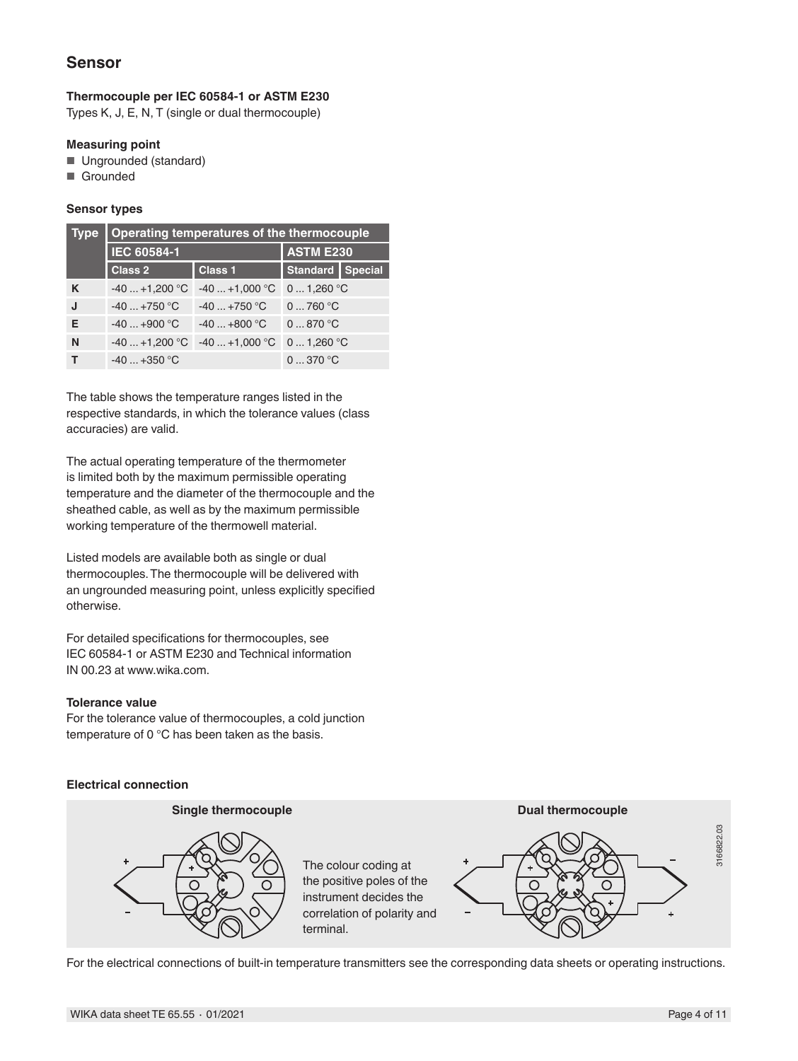## Sensor

**Thermocouple per IEC 60584-1 or ASTM E230**
Types K, J, E, N, T (single or dual thermocouple)

**Measuring point**
- Ungrounded (standard)
- Grounded

**Sensor types**

| Type | Operating temperatures of the thermocouple | | | |
|---|---|---|---|---|
| | IEC 60584-1 | | ASTM E230 | |
| | Class 2 | Class 1 | Standard | Special |
| K | -40 ... +1,200 °C | -40 ... +1,000 °C | 0 ... 1,260 °C | |
| J | -40 ... +750 °C | -40 ... +750 °C | 0 ... 760 °C | |
| E | -40 ... +900 °C | -40 ... +800 °C | 0 ... 870 °C | |
| N | -40 ... +1,200 °C | -40 ... +1,000 °C | 0 ... 1,260 °C | |
| T | -40 ... +350 °C | | 0 ... 370 °C | |

The table shows the temperature ranges listed in the respective standards, in which the tolerance values (class accuracies) are valid.

The actual operating temperature of the thermometer is limited both by the maximum permissible operating temperature and the diameter of the thermocouple and the sheathed cable, as well as by the maximum permissible working temperature of the thermowell material.

Listed models are available both as single or dual thermocouples. The thermocouple will be delivered with an ungrounded measuring point, unless explicitly specified otherwise.

For detailed specifications for thermocouples, see IEC 60584-1 or ASTM E230 and Technical information IN 00.23 at www.wika.com.

**Tolerance value**
For the tolerance value of thermocouples, a cold junction temperature of 0 °C has been taken as the basis.

**Electrical connection**

**Single thermocouple**

The colour coding at the positive poles of the instrument decides the correlation of polarity and terminal.

**Dual thermocouple**

3166822.03

For the electrical connections of built-in temperature transmitters see the corresponding data sheets or operating instructions.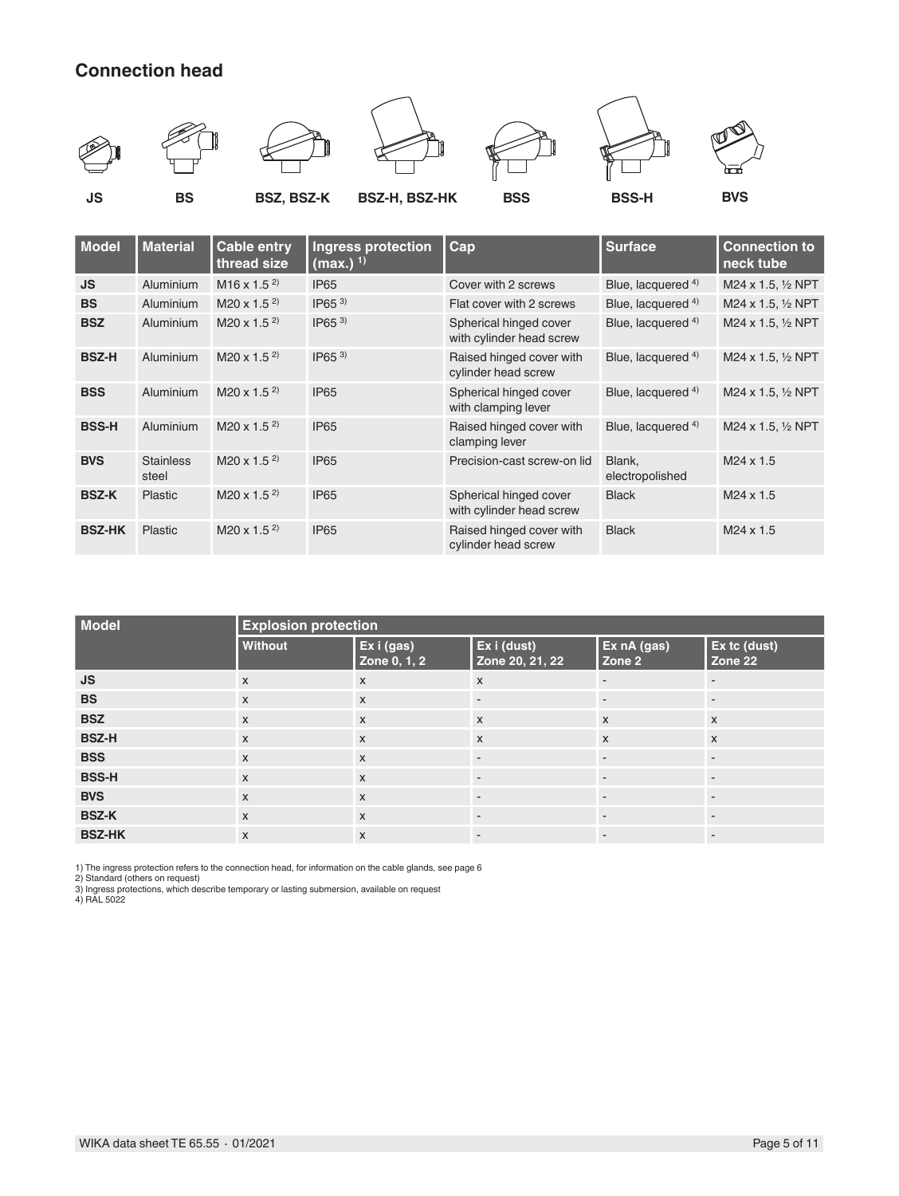## Connection head

JS BS BSZ, BSZ-K BSZ-H, BSZ-HK BSS BSS-H BVS

| Model | Material | Cable entry thread size | Ingress protection (max.) [1] | Cap | Surface | Connection to neck tube |
|---|---|---|---|---|---|---|
| **JS** | Aluminium | M16 x 1.5 [2] | IP65 | Cover with 2 screws | Blue, lacquered [4] | M24 x 1.5, ½ NPT |
| **BS** | Aluminium | M20 x 1.5 [2] | IP65 [3] | Flat cover with 2 screws | Blue, lacquered [4] | M24 x 1.5, ½ NPT |
| **BSZ** | Aluminium | M20 x 1.5 [2] | IP65 [3] | Spherical hinged cover with cylinder head screw | Blue, lacquered [4] | M24 x 1.5, ½ NPT |
| **BSZ-H** | Aluminium | M20 x 1.5 [2] | IP65 [3] | Raised hinged cover with cylinder head screw | Blue, lacquered [4] | M24 x 1.5, ½ NPT |
| **BSS** | Aluminium | M20 x 1.5 [2] | IP65 | Spherical hinged cover with clamping lever | Blue, lacquered [4] | M24 x 1.5, ½ NPT |
| **BSS-H** | Aluminium | M20 x 1.5 [2] | IP65 | Raised hinged cover with clamping lever | Blue, lacquered [4] | M24 x 1.5, ½ NPT |
| **BVS** | Stainless steel | M20 x 1.5 [2] | IP65 | Precision-cast screw-on lid | Blank, electropolished | M24 x 1.5 |
| **BSZ-K** | Plastic | M20 x 1.5 [2] | IP65 | Spherical hinged cover with cylinder head screw | Black | M24 x 1.5 |
| **BSZ-HK** | Plastic | M20 x 1.5 [2] | IP65 | Raised hinged cover with cylinder head screw | Black | M24 x 1.5 |

| Model | Explosion protection | | | | |
|---|---|---|---|---|---|
| | **Without** | **Ex i (gas) Zone 0, 1, 2** | **Ex i (dust) Zone 20, 21, 22** | **Ex nA (gas) Zone 2** | **Ex tc (dust) Zone 22** |
| **JS** | x | x | x | - | - |
| **BS** | x | x | - | - | - |
| **BSZ** | x | x | x | x | x |
| **BSZ-H** | x | x | x | x | x |
| **BSS** | x | x | - | - | - |
| **BSS-H** | x | x | - | - | - |
| **BVS** | x | x | - | - | - |
| **BSZ-K** | x | x | - | - | - |
| **BSZ-HK** | x | x | - | - | - |

1) The ingress protection refers to the connection head, for information on the cable glands, see page 6
2) Standard (others on request)
3) Ingress protections, which describe temporary or lasting submersion, available on request
4) RAL 5022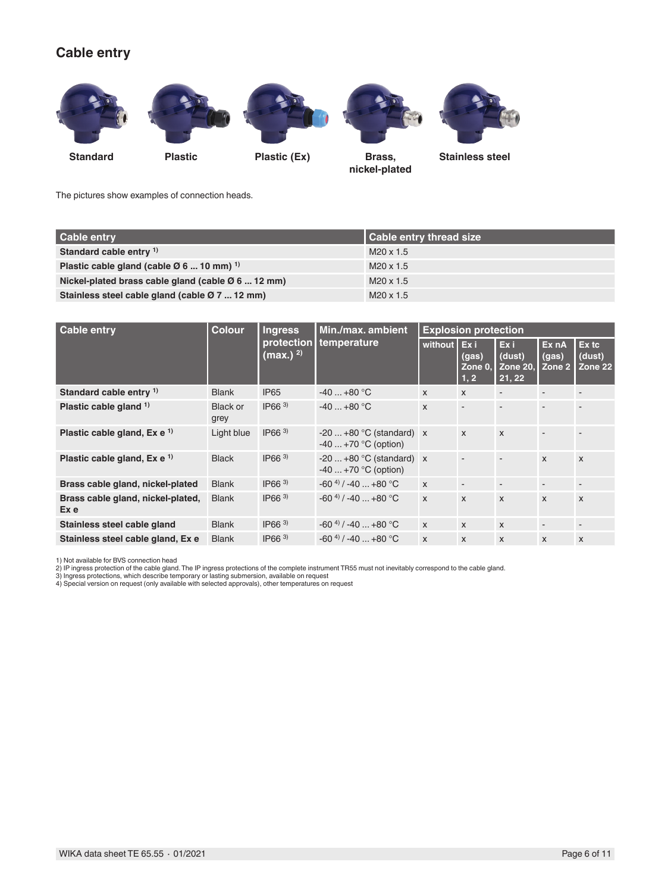## Cable entry

Standard | Plastic | Plastic (Ex) | Brass, nickel-plated | Stainless steel

The pictures show examples of connection heads.

| Cable entry | Cable entry thread size |
|---|---|
| **Standard cable entry [1]** | M20 x 1.5 |
| **Plastic cable gland (cable Ø 6 ... 10 mm) [1]** | M20 x 1.5 |
| **Nickel-plated brass cable gland (cable Ø 6 ... 12 mm)** | M20 x 1.5 |
| **Stainless steel cable gland (cable Ø 7 ... 12 mm)** | M20 x 1.5 |

| Cable entry | Colour | Ingress protection (max.) [2] | Min./max. ambient temperature | Explosion protection | | | | |
|---|---|---|---|---|---|---|---|---|
| | | | | without | Ex i (gas) Zone 0, 1, 2 | Ex i (dust) Zone 20, 21, 22 | Ex nA (gas) Zone 2 | Ex tc (dust) Zone 22 |
| **Standard cable entry [1]** | Blank | IP65 | -40 ... +80 °C | x | x | - | - | - |
| **Plastic cable gland [1]** | Black or grey | IP66 [3] | -40 ... +80 °C | x | - | - | - | - |
| **Plastic cable gland, Ex e [1]** | Light blue | IP66 [3] | -20 ... +80 °C (standard)<br>-40 ... +70 °C (option) | x | x | x | - | - |
| **Plastic cable gland, Ex e [1]** | Black | IP66 [3] | -20 ... +80 °C (standard)<br>-40 ... +70 °C (option) | x | - | - | x | x |
| **Brass cable gland, nickel-plated** | Blank | IP66 [3] | -60 [4] / -40 ... +80 °C | x | - | - | - | - |
| **Brass cable gland, nickel-plated, Ex e** | Blank | IP66 [3] | -60 [4] / -40 ... +80 °C | x | x | x | x | x |
| **Stainless steel cable gland** | Blank | IP66 [3] | -60 [4] / -40 ... +80 °C | x | x | x | - | - |
| **Stainless steel cable gland, Ex e** | Blank | IP66 [3] | -60 [4] / -40 ... +80 °C | x | x | x | x | x |

1) Not available for BVS connection head
2) IP ingress protection of the cable gland. The IP ingress protections of the complete instrument TR55 must not inevitably correspond to the cable gland.
3) Ingress protections, which describe temporary or lasting submersion, available on request
4) Special version on request (only available with selected approvals), other temperatures on request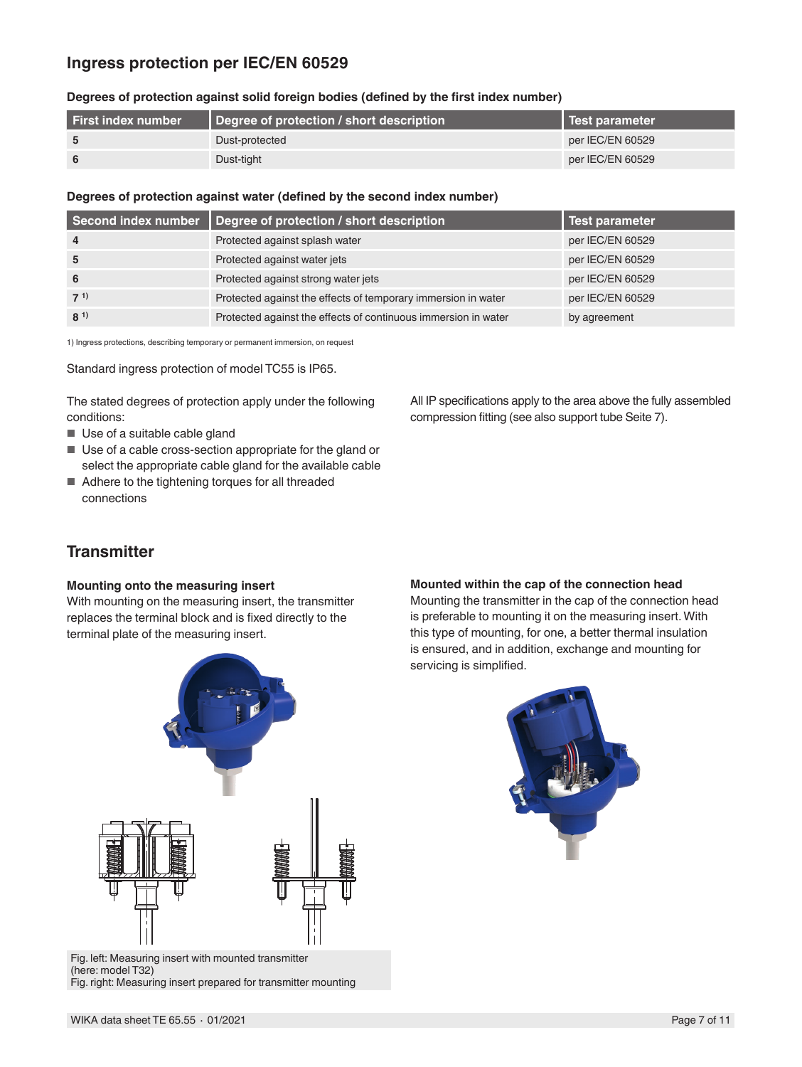## Ingress protection per IEC/EN 60529

**Degrees of protection against solid foreign bodies (defined by the first index number)**

| First index number | Degree of protection / short description | Test parameter |
|---|---|---|
| 5 | Dust-protected | per IEC/EN 60529 |
| 6 | Dust-tight | per IEC/EN 60529 |

**Degrees of protection against water (defined by the second index number)**

| Second index number | Degree of protection / short description | Test parameter |
|---|---|---|
| 4 | Protected against splash water | per IEC/EN 60529 |
| 5 | Protected against water jets | per IEC/EN 60529 |
| 6 | Protected against strong water jets | per IEC/EN 60529 |
| 7 [1] | Protected against the effects of temporary immersion in water | per IEC/EN 60529 |
| 8 [1] | Protected against the effects of continuous immersion in water | by agreement |

1) Ingress protections, describing temporary or permanent immersion, on request

Standard ingress protection of model TC55 is IP65.

The stated degrees of protection apply under the following conditions:

- Use of a suitable cable gland
- Use of a cable cross-section appropriate for the gland or select the appropriate cable gland for the available cable
- Adhere to the tightening torques for all threaded connections

All IP specifications apply to the area above the fully assembled compression fitting (see also support tube Seite 7).

## Transmitter

### Mounting onto the measuring insert

With mounting on the measuring insert, the transmitter replaces the terminal block and is fixed directly to the terminal plate of the measuring insert.

Fig. left: Measuring insert with mounted transmitter (here: model T32)
Fig. right: Measuring insert prepared for transmitter mounting

### Mounted within the cap of the connection head

Mounting the transmitter in the cap of the connection head is preferable to mounting it on the measuring insert. With this type of mounting, for one, a better thermal insulation is ensured, and in addition, exchange and mounting for servicing is simplified.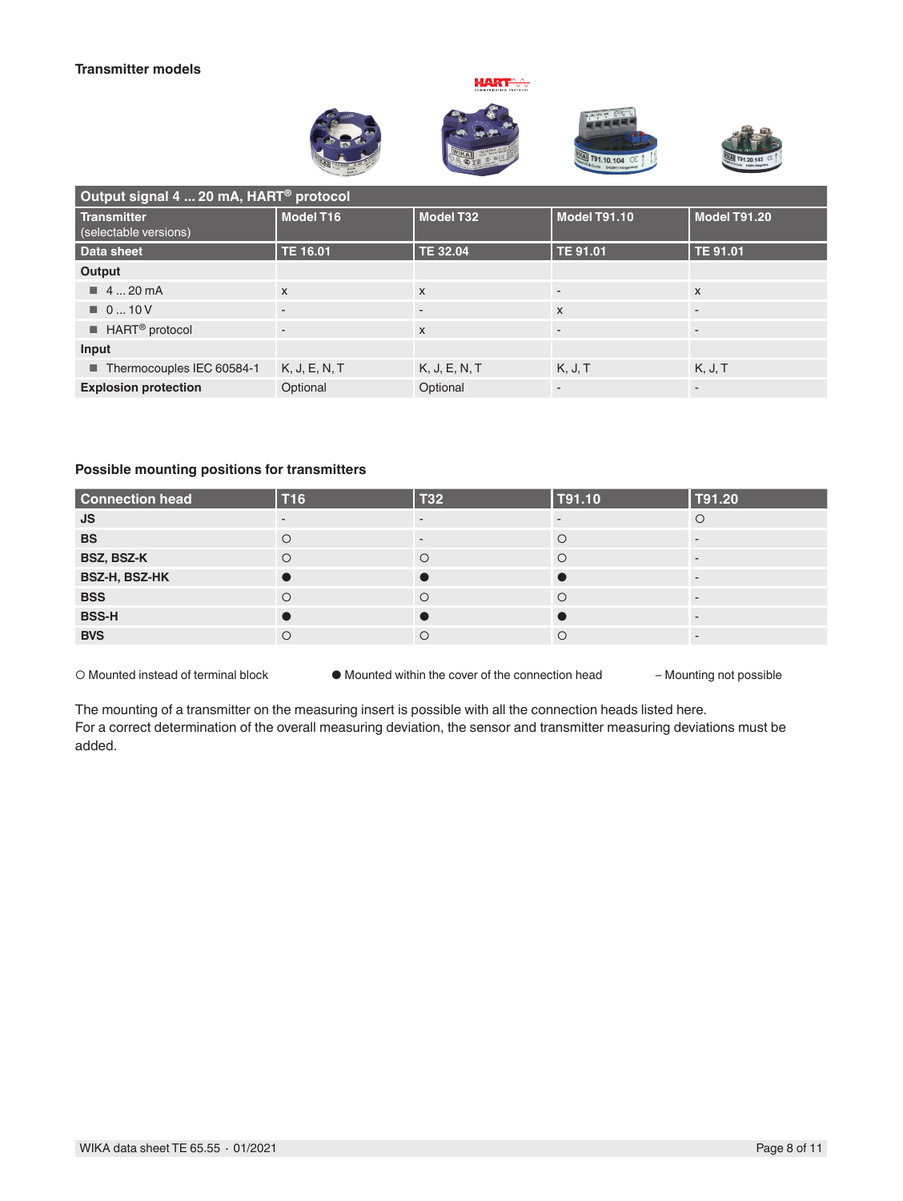### Transmitter models

| Output signal 4 ... 20 mA, HART® protocol | | | | |
|---|---|---|---|---|
| **Transmitter** (selectable versions) | **Model T16** | **Model T32** | **Model T91.10** | **Model T91.20** |
| **Data sheet** | **TE 16.01** | **TE 32.04** | **TE 91.01** | **TE 91.01** |
| **Output** | | | | |
| ■ 4 ... 20 mA | x | x | - | x |
| ■ 0 ... 10 V | - | - | x | - |
| ■ HART® protocol | - | x | - | - |
| **Input** | | | | |
| ■ Thermocouples IEC 60584-1 | K, J, E, N, T | K, J, E, N, T | K, J, T | K, J, T |
| **Explosion protection** | Optional | Optional | - | - |

### Possible mounting positions for transmitters

| Connection head | T16 | T32 | T91.10 | T91.20 |
|---|---|---|---|---|
| **JS** | - | - | - | ○ |
| **BS** | ○ | - | ○ | - |
| **BSZ, BSZ-K** | ○ | ○ | ○ | - |
| **BSZ-H, BSZ-HK** | ● | ● | ● | - |
| **BSS** | ○ | ○ | ○ | - |
| **BSS-H** | ● | ● | ● | - |
| **BVS** | ○ | ○ | ○ | - |

○ Mounted instead of terminal block ● Mounted within the cover of the connection head – Mounting not possible

The mounting of a transmitter on the measuring insert is possible with all the connection heads listed here.
For a correct determination of the overall measuring deviation, the sensor and transmitter measuring deviations must be added.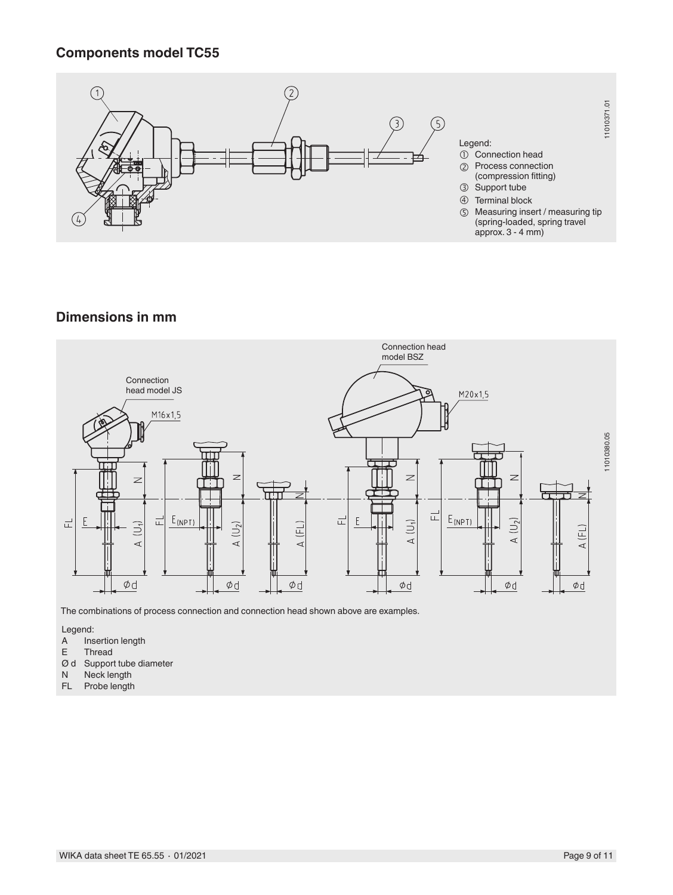## Components model TC55

Legend:

① Connection head
② Process connection (compression fitting)
③ Support tube
④ Terminal block
⑤ Measuring insert / measuring tip (spring-loaded, spring travel approx. 3 - 4 mm)

## Dimensions in mm

The combinations of process connection and connection head shown above are examples.

Legend:

- A Insertion length
- E Thread
- Ø d Support tube diameter
- N Neck length
- FL Probe length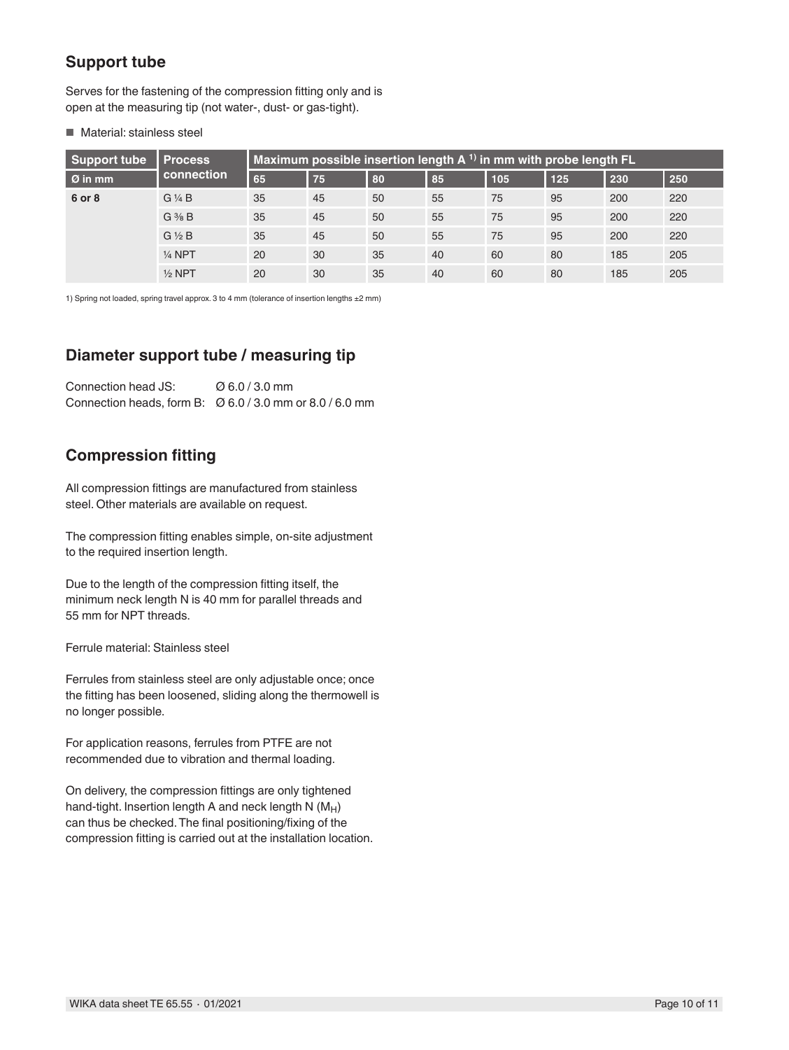## Support tube

Serves for the fastening of the compression fitting only and is open at the measuring tip (not water-, dust- or gas-tight).

- Material: stainless steel

| Support tube | Process connection | Maximum possible insertion length A [1] in mm with probe length FL | | | | | | | |
|---|---|---|---|---|---|---|---|---|---|
| Ø in mm | | 65 | 75 | 80 | 85 | 105 | 125 | 230 | 250 |
| 6 or 8 | G ¼ B | 35 | 45 | 50 | 55 | 75 | 95 | 200 | 220 |
| | G ⅜ B | 35 | 45 | 50 | 55 | 75 | 95 | 200 | 220 |
| | G ½ B | 35 | 45 | 50 | 55 | 75 | 95 | 200 | 220 |
| | ¼ NPT | 20 | 30 | 35 | 40 | 60 | 80 | 185 | 205 |
| | ½ NPT | 20 | 30 | 35 | 40 | 60 | 80 | 185 | 205 |

1) Spring not loaded, spring travel approx. 3 to 4 mm (tolerance of insertion lengths ±2 mm)

## Diameter support tube / measuring tip

Connection head JS: Ø 6.0 / 3.0 mm
Connection heads, form B: Ø 6.0 / 3.0 mm or 8.0 / 6.0 mm

## Compression fitting

All compression fittings are manufactured from stainless steel. Other materials are available on request.

The compression fitting enables simple, on-site adjustment to the required insertion length.

Due to the length of the compression fitting itself, the minimum neck length N is 40 mm for parallel threads and 55 mm for NPT threads.

Ferrule material: Stainless steel

Ferrules from stainless steel are only adjustable once; once the fitting has been loosened, sliding along the thermowell is no longer possible.

For application reasons, ferrules from PTFE are not recommended due to vibration and thermal loading.

On delivery, the compression fittings are only tightened hand-tight. Insertion length A and neck length N ($M_H$) can thus be checked. The final positioning/fixing of the compression fitting is carried out at the installation location.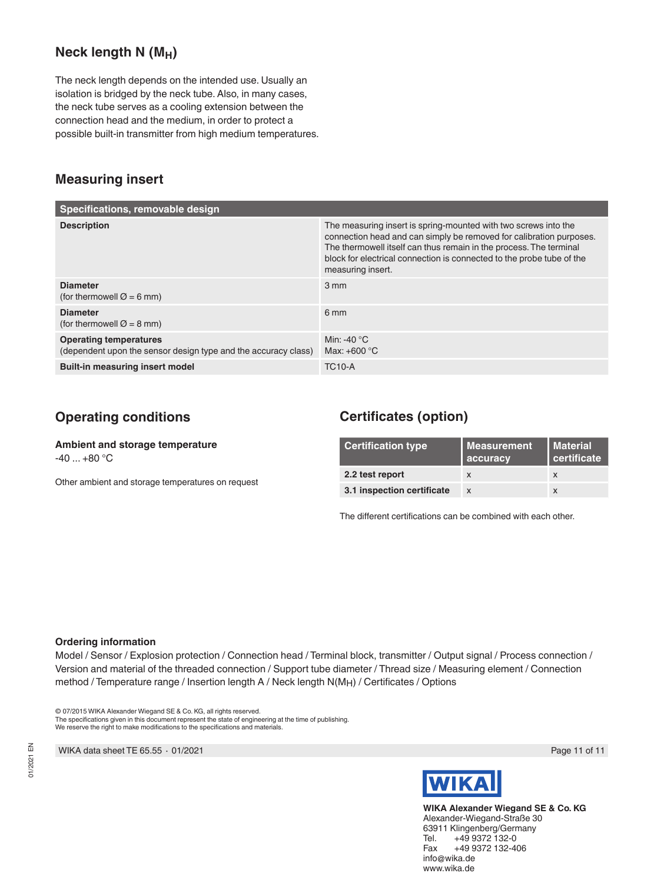## Neck length N ($M_H$)

The neck length depends on the intended use. Usually an isolation is bridged by the neck tube. Also, in many cases, the neck tube serves as a cooling extension between the connection head and the medium, in order to protect a possible built-in transmitter from high medium temperatures.

## Measuring insert

| Specifications, removable design | |
|---|---|
| **Description** | The measuring insert is spring-mounted with two screws into the connection head and can simply be removed for calibration purposes. The thermowell itself can thus remain in the process. The terminal block for electrical connection is connected to the probe tube of the measuring insert. |
| **Diameter** (for thermowell Ø = 6 mm) | 3 mm |
| **Diameter** (for thermowell Ø = 8 mm) | 6 mm |
| **Operating temperatures** (dependent upon the sensor design type and the accuracy class) | Min: -40 °C<br>Max: +600 °C |
| **Built-in measuring insert model** | TC10-A |

## Operating conditions

**Ambient and storage temperature**
-40 ... +80 °C

Other ambient and storage temperatures on request

## Certificates (option)

| Certification type | Measurement accuracy | Material certificate |
|---|---|---|
| **2.2 test report** | x | x |
| **3.1 inspection certificate** | x | x |

The different certifications can be combined with each other.

**Ordering information**
Model / Sensor / Explosion protection / Connection head / Terminal block, transmitter / Output signal / Process connection / Version and material of the threaded connection / Support tube diameter / Thread size / Measuring element / Connection method / Temperature range / Insertion length A / Neck length N($M_H$) / Certificates / Options

© 07/2015 WIKA Alexander Wiegand SE & Co. KG, all rights reserved.
The specifications given in this document represent the state of engineering at the time of publishing.
We reserve the right to make modifications to the specifications and materials.

WIKA Alexander Wiegand SE & Co. KG
Alexander-Wiegand-Straße 30
63911 Klingenberg/Germany
Tel. +49 9372 132-0
Fax +49 9372 132-406
info@wika.de
www.wika.de